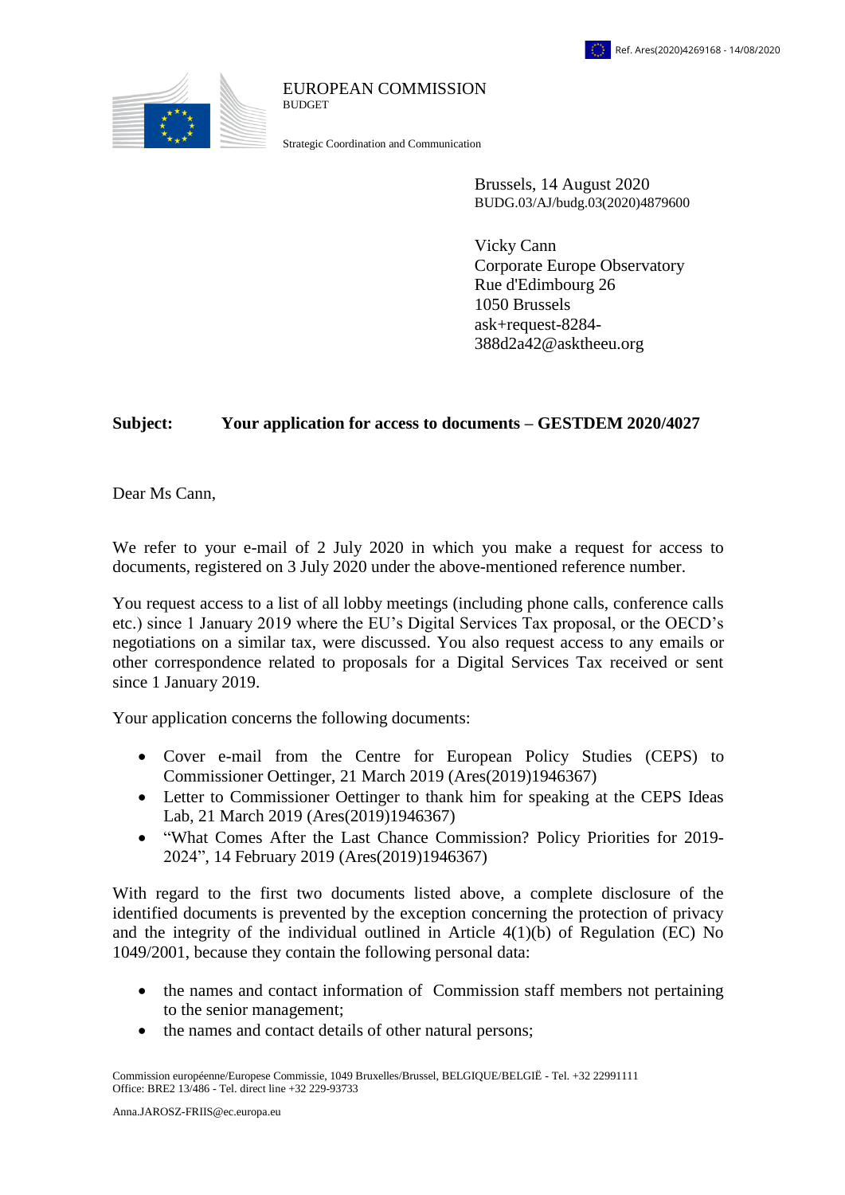Ref. Ares(2020)4269168 - 14/08/2020

EUROPEAN COMMISSION
BUDGET

Strategic Coordination and Communication

Brussels, 14 August 2020
BUDG.03/AJ/budg.03(2020)4879600

Vicky Cann
Corporate Europe Observatory
Rue d'Edimbourg 26
1050 Brussels
ask+request-8284-388d2a42@asktheeu.org

**Subject: Your application for access to documents – GESTDEM 2020/4027**

Dear Ms Cann,

We refer to your e-mail of 2 July 2020 in which you make a request for access to documents, registered on 3 July 2020 under the above-mentioned reference number.

You request access to a list of all lobby meetings (including phone calls, conference calls etc.) since 1 January 2019 where the EU's Digital Services Tax proposal, or the OECD's negotiations on a similar tax, were discussed. You also request access to any emails or other correspondence related to proposals for a Digital Services Tax received or sent since 1 January 2019.

Your application concerns the following documents:

- Cover e-mail from the Centre for European Policy Studies (CEPS) to Commissioner Oettinger, 21 March 2019 (Ares(2019)1946367)
- Letter to Commissioner Oettinger to thank him for speaking at the CEPS Ideas Lab, 21 March 2019 (Ares(2019)1946367)
- "What Comes After the Last Chance Commission? Policy Priorities for 2019-2024", 14 February 2019 (Ares(2019)1946367)

With regard to the first two documents listed above, a complete disclosure of the identified documents is prevented by the exception concerning the protection of privacy and the integrity of the individual outlined in Article 4(1)(b) of Regulation (EC) No 1049/2001, because they contain the following personal data:

- the names and contact information of Commission staff members not pertaining to the senior management;
- the names and contact details of other natural persons;

Commission européenne/Europese Commissie, 1049 Bruxelles/Brussel, BELGIQUE/BELGIË - Tel. +32 22991111
Office: BRE2 13/486 - Tel. direct line +32 229-93733

Anna.JAROSZ-FRIIS@ec.europa.eu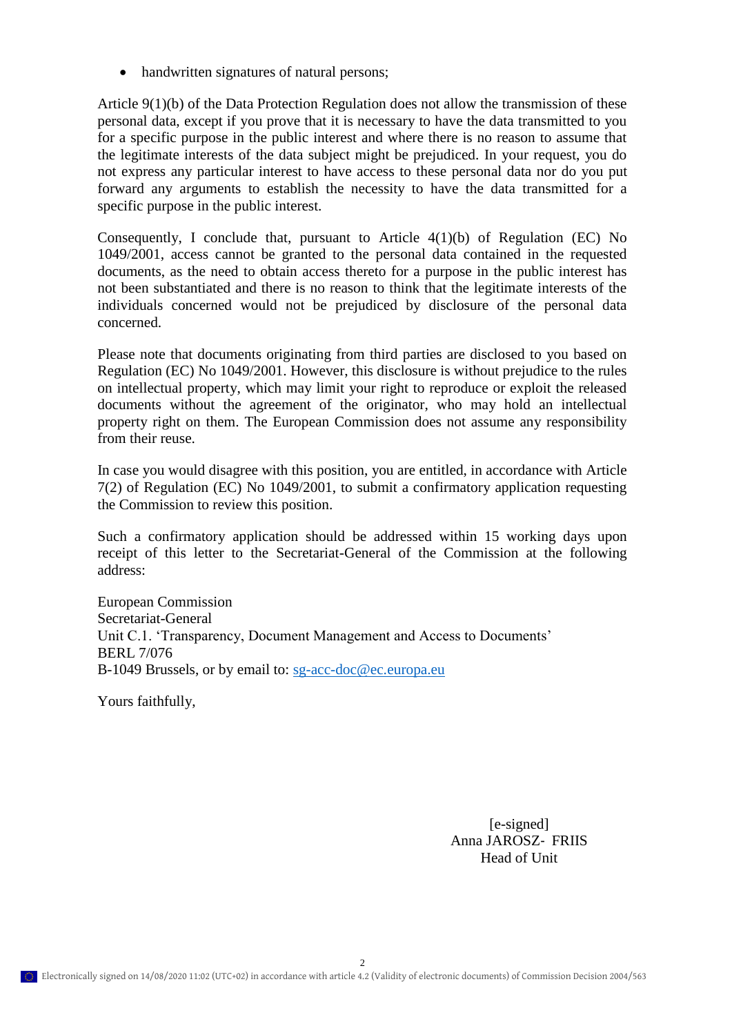- handwritten signatures of natural persons;

Article 9(1)(b) of the Data Protection Regulation does not allow the transmission of these personal data, except if you prove that it is necessary to have the data transmitted to you for a specific purpose in the public interest and where there is no reason to assume that the legitimate interests of the data subject might be prejudiced. In your request, you do not express any particular interest to have access to these personal data nor do you put forward any arguments to establish the necessity to have the data transmitted for a specific purpose in the public interest.

Consequently, I conclude that, pursuant to Article 4(1)(b) of Regulation (EC) No 1049/2001, access cannot be granted to the personal data contained in the requested documents, as the need to obtain access thereto for a purpose in the public interest has not been substantiated and there is no reason to think that the legitimate interests of the individuals concerned would not be prejudiced by disclosure of the personal data concerned.

Please note that documents originating from third parties are disclosed to you based on Regulation (EC) No 1049/2001. However, this disclosure is without prejudice to the rules on intellectual property, which may limit your right to reproduce or exploit the released documents without the agreement of the originator, who may hold an intellectual property right on them. The European Commission does not assume any responsibility from their reuse.

In case you would disagree with this position, you are entitled, in accordance with Article 7(2) of Regulation (EC) No 1049/2001, to submit a confirmatory application requesting the Commission to review this position.

Such a confirmatory application should be addressed within 15 working days upon receipt of this letter to the Secretariat-General of the Commission at the following address:

European Commission
Secretariat-General
Unit C.1. 'Transparency, Document Management and Access to Documents'
BERL 7/076
B-1049 Brussels, or by email to: sg-acc-doc@ec.europa.eu

Yours faithfully,

[e-signed]
Anna JAROSZ- FRIIS
Head of Unit

Electronically signed on 14/08/2020 11:02 (UTC+02) in accordance with article 4.2 (Validity of electronic documents) of Commission Decision 2004/563